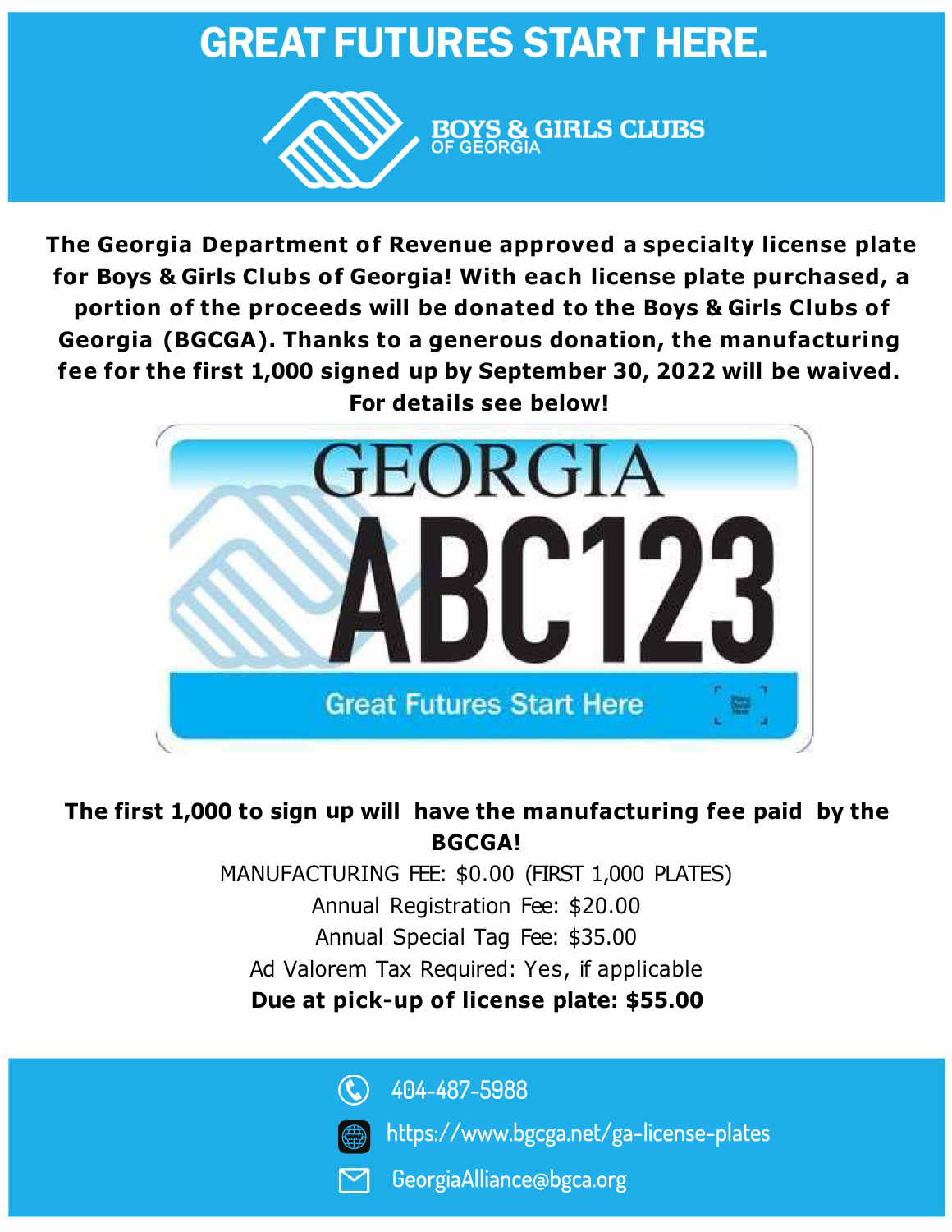# GREAT FUTURES START HERE.

BOYS & GIRLS CLUBS
OF GEORGIA

**The Georgia Department of Revenue approved a specialty license plate for Boys & Girls Clubs of Georgia! With each license plate purchased, a portion of the proceeds will be donated to the Boys & Girls Clubs of Georgia (BGCGA). Thanks to a generous donation, the manufacturing fee for the first 1,000 signed up by September 30, 2022 will be waived. For details see below!**

GEORGIA
ABC123
Great Futures Start Here

**The first 1,000 to sign up will have the manufacturing fee paid by the BGCGA!**

MANUFACTURING FEE: $0.00 (FIRST 1,000 PLATES)

Annual Registration Fee: $20.00

Annual Special Tag Fee: $35.00

Ad Valorem Tax Required: Yes, if applicable

**Due at pick-up of license plate: $55.00**

404-487-5988

https://www.bgcga.net/ga-license-plates

GeorgiaAlliance@bgca.org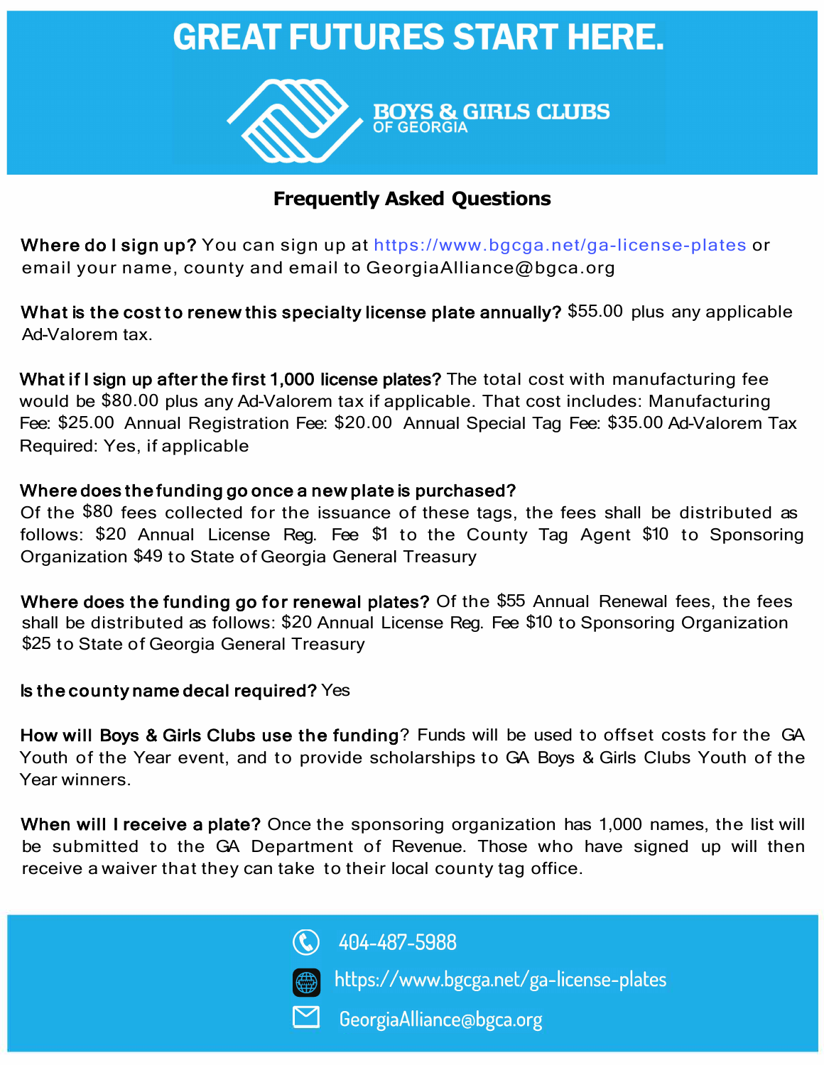# GREAT FUTURES START HERE.

BOYS & GIRLS CLUBS
OF GEORGIA

## Frequently Asked Questions

**Where do I sign up?** You can sign up at https://www.bgcga.net/ga-license-plates or email your name, county and email to GeorgiaAlliance@bgca.org

**What is the cost to renew this specialty license plate annually?** $55.00 plus any applicable Ad-Valorem tax.

**What if I sign up after the first 1,000 license plates?** The total cost with manufacturing fee would be $80.00 plus any Ad-Valorem tax if applicable. That cost includes: Manufacturing Fee: $25.00 Annual Registration Fee: $20.00 Annual Special Tag Fee: $35.00 Ad-Valorem Tax Required: Yes, if applicable

**Where does the funding go once a new plate is purchased?**
Of the $80 fees collected for the issuance of these tags, the fees shall be distributed as follows: $20 Annual License Reg. Fee $1 to the County Tag Agent $10 to Sponsoring Organization $49 to State of Georgia General Treasury

**Where does the funding go for renewal plates?** Of the $55 Annual Renewal fees, the fees shall be distributed as follows: $20 Annual License Reg. Fee $10 to Sponsoring Organization $25 to State of Georgia General Treasury

**Is the county name decal required?** Yes

**How will Boys & Girls Clubs use the funding**? Funds will be used to offset costs for the GA Youth of the Year event, and to provide scholarships to GA Boys & Girls Clubs Youth of the Year winners.

**When will I receive a plate?** Once the sponsoring organization has 1,000 names, the list will be submitted to the GA Department of Revenue. Those who have signed up will then receive a waiver that they can take to their local county tag office.

404-487-5988

https://www.bgcga.net/ga-license-plates

GeorgiaAlliance@bgca.org